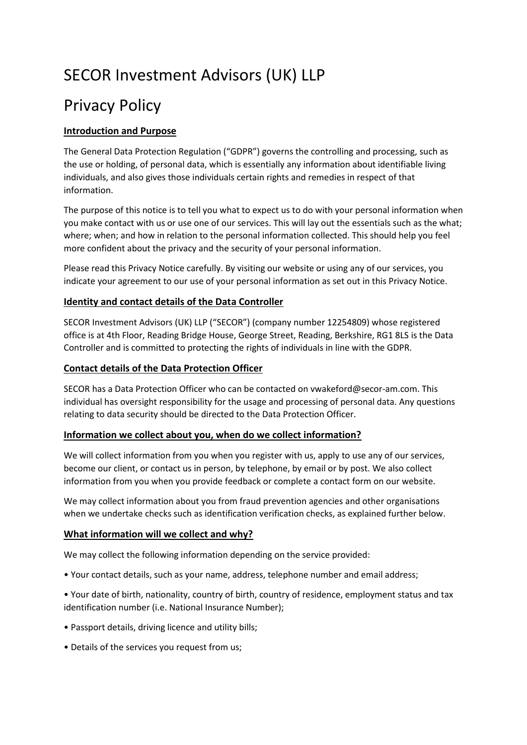# SECOR Investment Advisors (UK) LLP

# Privacy Policy

**Introduction and Purpose**

The General Data Protection Regulation ("GDPR") governs the controlling and processing, such as the use or holding, of personal data, which is essentially any information about identifiable living individuals, and also gives those individuals certain rights and remedies in respect of that information.

The purpose of this notice is to tell you what to expect us to do with your personal information when you make contact with us or use one of our services. This will lay out the essentials such as the what; where; when; and how in relation to the personal information collected. This should help you feel more confident about the privacy and the security of your personal information.

Please read this Privacy Notice carefully. By visiting our website or using any of our services, you indicate your agreement to our use of your personal information as set out in this Privacy Notice.

**Identity and contact details of the Data Controller**

SECOR Investment Advisors (UK) LLP ("SECOR") (company number 12254809) whose registered office is at 4th Floor, Reading Bridge House, George Street, Reading, Berkshire, RG1 8LS is the Data Controller and is committed to protecting the rights of individuals in line with the GDPR.

**Contact details of the Data Protection Officer**

SECOR has a Data Protection Officer who can be contacted on vwakeford@secor-am.com. This individual has oversight responsibility for the usage and processing of personal data. Any questions relating to data security should be directed to the Data Protection Officer.

**Information we collect about you, when do we collect information?**

We will collect information from you when you register with us, apply to use any of our services, become our client, or contact us in person, by telephone, by email or by post. We also collect information from you when you provide feedback or complete a contact form on our website.

We may collect information about you from fraud prevention agencies and other organisations when we undertake checks such as identification verification checks, as explained further below.

**What information will we collect and why?**

We may collect the following information depending on the service provided:

- Your contact details, such as your name, address, telephone number and email address;
- Your date of birth, nationality, country of birth, country of residence, employment status and tax identification number (i.e. National Insurance Number);
- Passport details, driving licence and utility bills;
- Details of the services you request from us;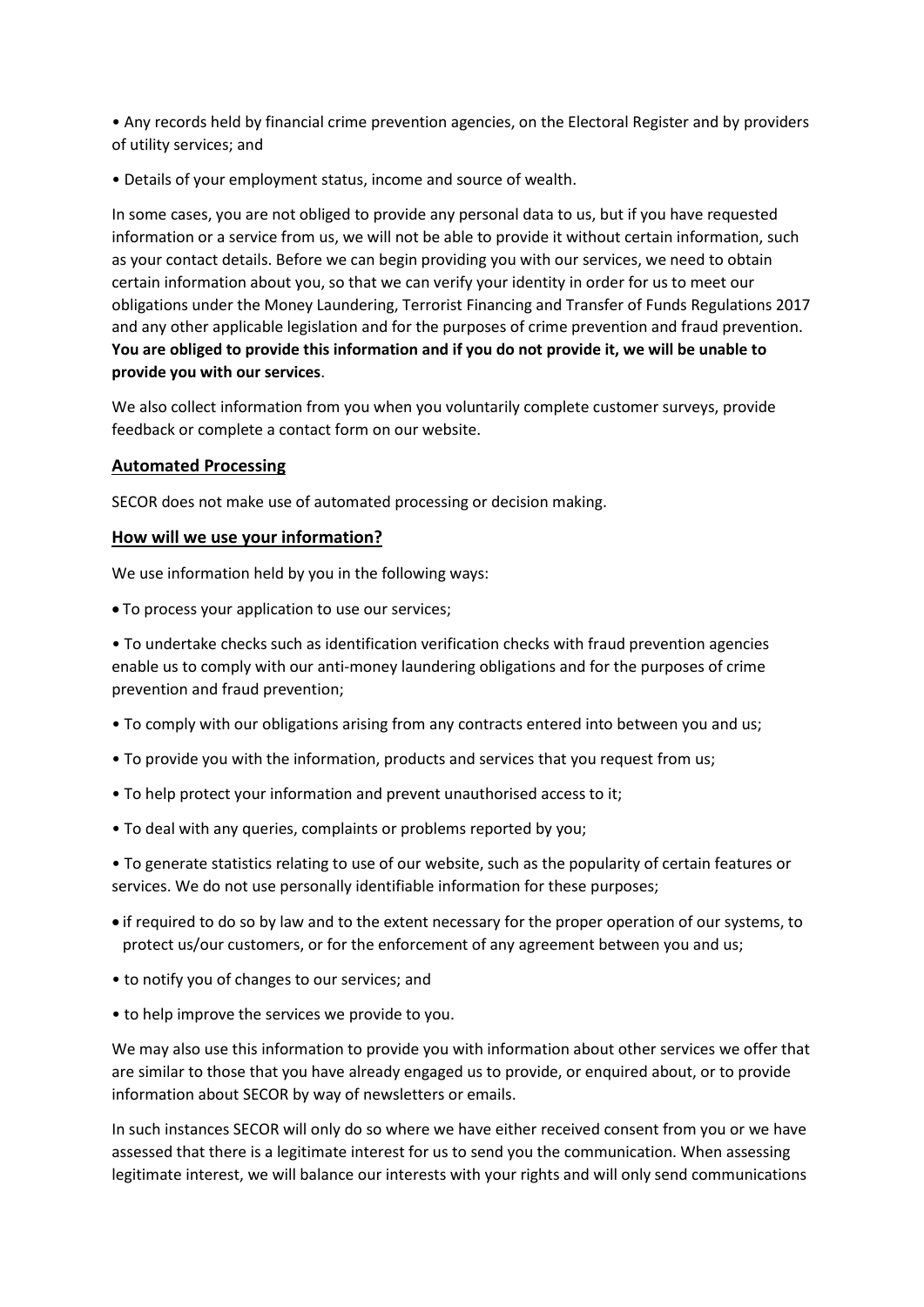- Any records held by financial crime prevention agencies, on the Electoral Register and by providers of utility services; and

- Details of your employment status, income and source of wealth.

In some cases, you are not obliged to provide any personal data to us, but if you have requested information or a service from us, we will not be able to provide it without certain information, such as your contact details. Before we can begin providing you with our services, we need to obtain certain information about you, so that we can verify your identity in order for us to meet our obligations under the Money Laundering, Terrorist Financing and Transfer of Funds Regulations 2017 and any other applicable legislation and for the purposes of crime prevention and fraud prevention. **You are obliged to provide this information and if you do not provide it, we will be unable to provide you with our services**.

We also collect information from you when you voluntarily complete customer surveys, provide feedback or complete a contact form on our website.

## Automated Processing

SECOR does not make use of automated processing or decision making.

## How will we use your information?

We use information held by you in the following ways:

- To process your application to use our services;

- To undertake checks such as identification verification checks with fraud prevention agencies enable us to comply with our anti-money laundering obligations and for the purposes of crime prevention and fraud prevention;

- To comply with our obligations arising from any contracts entered into between you and us;

- To provide you with the information, products and services that you request from us;

- To help protect your information and prevent unauthorised access to it;

- To deal with any queries, complaints or problems reported by you;

- To generate statistics relating to use of our website, such as the popularity of certain features or services. We do not use personally identifiable information for these purposes;

- if required to do so by law and to the extent necessary for the proper operation of our systems, to protect us/our customers, or for the enforcement of any agreement between you and us;

- to notify you of changes to our services; and

- to help improve the services we provide to you.

We may also use this information to provide you with information about other services we offer that are similar to those that you have already engaged us to provide, or enquired about, or to provide information about SECOR by way of newsletters or emails.

In such instances SECOR will only do so where we have either received consent from you or we have assessed that there is a legitimate interest for us to send you the communication. When assessing legitimate interest, we will balance our interests with your rights and will only send communications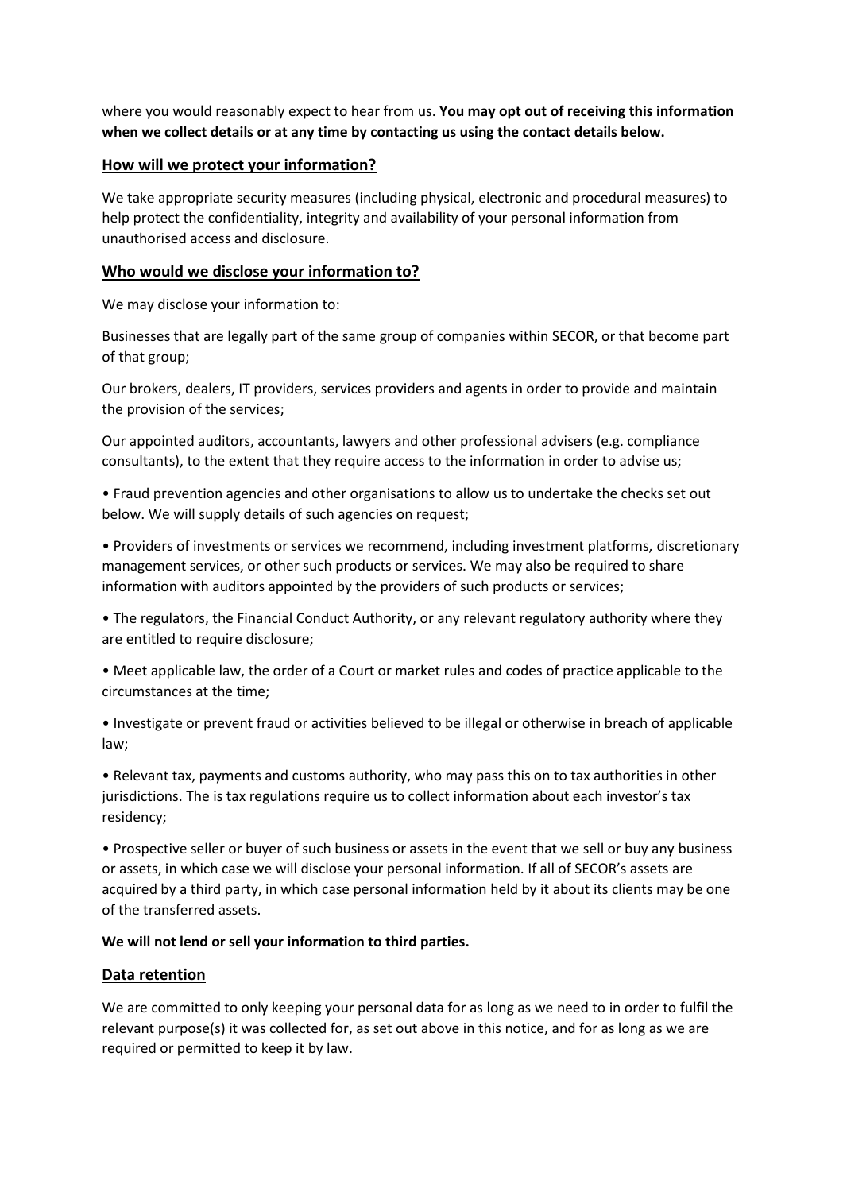where you would reasonably expect to hear from us. **You may opt out of receiving this information when we collect details or at any time by contacting us using the contact details below.**

## How will we protect your information?

We take appropriate security measures (including physical, electronic and procedural measures) to help protect the confidentiality, integrity and availability of your personal information from unauthorised access and disclosure.

## Who would we disclose your information to?

We may disclose your information to:

Businesses that are legally part of the same group of companies within SECOR, or that become part of that group;

Our brokers, dealers, IT providers, services providers and agents in order to provide and maintain the provision of the services;

Our appointed auditors, accountants, lawyers and other professional advisers (e.g. compliance consultants), to the extent that they require access to the information in order to advise us;

- Fraud prevention agencies and other organisations to allow us to undertake the checks set out below. We will supply details of such agencies on request;
- Providers of investments or services we recommend, including investment platforms, discretionary management services, or other such products or services. We may also be required to share information with auditors appointed by the providers of such products or services;
- The regulators, the Financial Conduct Authority, or any relevant regulatory authority where they are entitled to require disclosure;
- Meet applicable law, the order of a Court or market rules and codes of practice applicable to the circumstances at the time;
- Investigate or prevent fraud or activities believed to be illegal or otherwise in breach of applicable law;
- Relevant tax, payments and customs authority, who may pass this on to tax authorities in other jurisdictions. The is tax regulations require us to collect information about each investor's tax residency;
- Prospective seller or buyer of such business or assets in the event that we sell or buy any business or assets, in which case we will disclose your personal information. If all of SECOR's assets are acquired by a third party, in which case personal information held by it about its clients may be one of the transferred assets.

**We will not lend or sell your information to third parties.**

## Data retention

We are committed to only keeping your personal data for as long as we need to in order to fulfil the relevant purpose(s) it was collected for, as set out above in this notice, and for as long as we are required or permitted to keep it by law.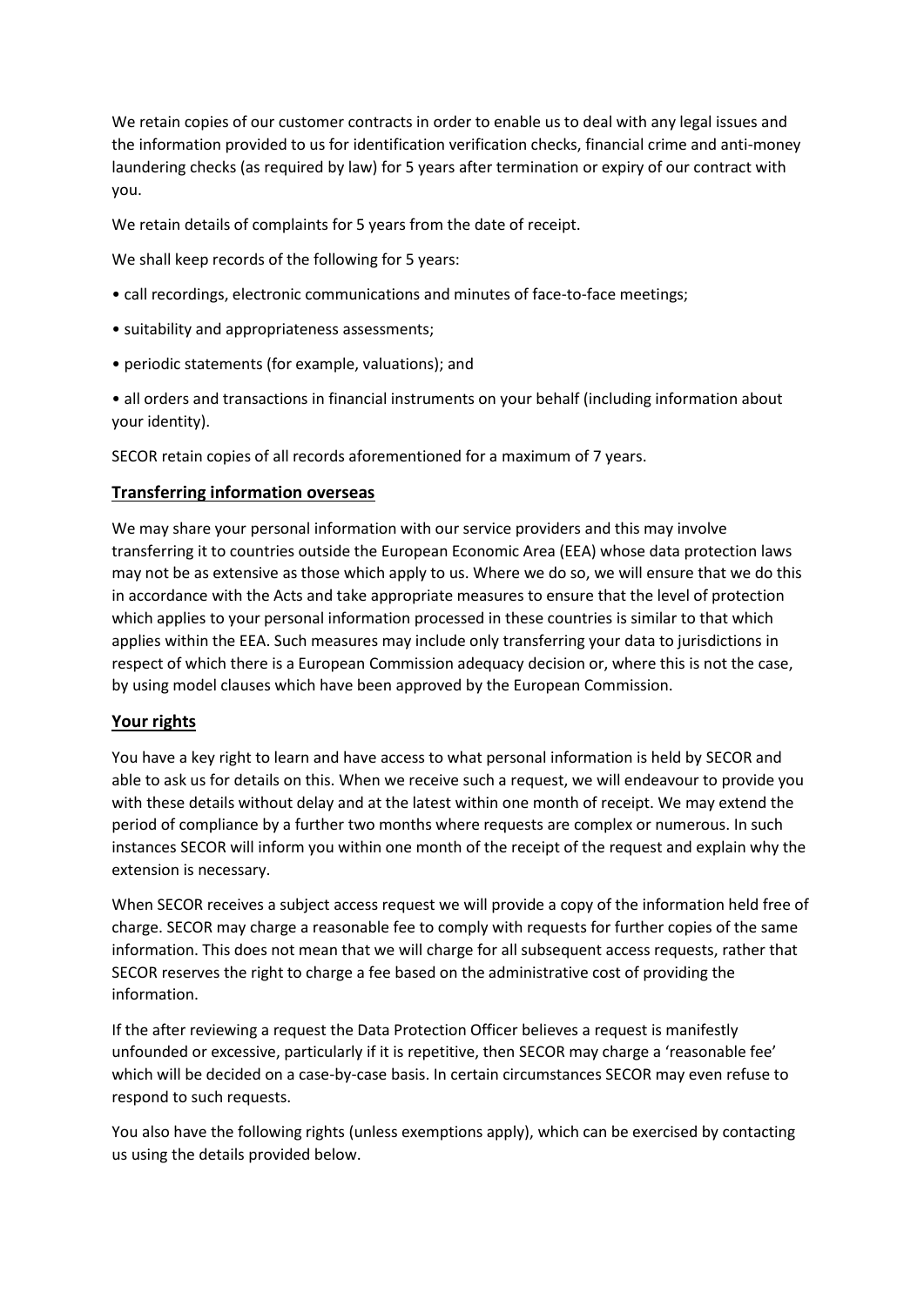We retain copies of our customer contracts in order to enable us to deal with any legal issues and the information provided to us for identification verification checks, financial crime and anti-money laundering checks (as required by law) for 5 years after termination or expiry of our contract with you.

We retain details of complaints for 5 years from the date of receipt.

We shall keep records of the following for 5 years:

- call recordings, electronic communications and minutes of face-to-face meetings;
- suitability and appropriateness assessments;
- periodic statements (for example, valuations); and
- all orders and transactions in financial instruments on your behalf (including information about your identity).

SECOR retain copies of all records aforementioned for a maximum of 7 years.

## Transferring information overseas

We may share your personal information with our service providers and this may involve transferring it to countries outside the European Economic Area (EEA) whose data protection laws may not be as extensive as those which apply to us. Where we do so, we will ensure that we do this in accordance with the Acts and take appropriate measures to ensure that the level of protection which applies to your personal information processed in these countries is similar to that which applies within the EEA. Such measures may include only transferring your data to jurisdictions in respect of which there is a European Commission adequacy decision or, where this is not the case, by using model clauses which have been approved by the European Commission.

## Your rights

You have a key right to learn and have access to what personal information is held by SECOR and able to ask us for details on this. When we receive such a request, we will endeavour to provide you with these details without delay and at the latest within one month of receipt. We may extend the period of compliance by a further two months where requests are complex or numerous. In such instances SECOR will inform you within one month of the receipt of the request and explain why the extension is necessary.

When SECOR receives a subject access request we will provide a copy of the information held free of charge. SECOR may charge a reasonable fee to comply with requests for further copies of the same information. This does not mean that we will charge for all subsequent access requests, rather that SECOR reserves the right to charge a fee based on the administrative cost of providing the information.

If the after reviewing a request the Data Protection Officer believes a request is manifestly unfounded or excessive, particularly if it is repetitive, then SECOR may charge a 'reasonable fee' which will be decided on a case-by-case basis. In certain circumstances SECOR may even refuse to respond to such requests.

You also have the following rights (unless exemptions apply), which can be exercised by contacting us using the details provided below.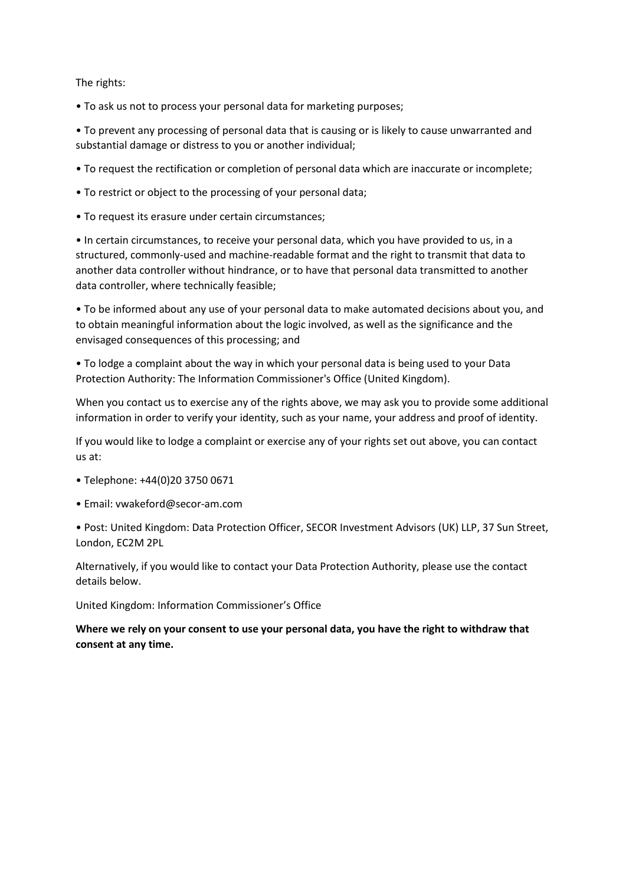The rights:

- To ask us not to process your personal data for marketing purposes;
- To prevent any processing of personal data that is causing or is likely to cause unwarranted and substantial damage or distress to you or another individual;
- To request the rectification or completion of personal data which are inaccurate or incomplete;
- To restrict or object to the processing of your personal data;
- To request its erasure under certain circumstances;
- In certain circumstances, to receive your personal data, which you have provided to us, in a structured, commonly-used and machine-readable format and the right to transmit that data to another data controller without hindrance, or to have that personal data transmitted to another data controller, where technically feasible;
- To be informed about any use of your personal data to make automated decisions about you, and to obtain meaningful information about the logic involved, as well as the significance and the envisaged consequences of this processing; and
- To lodge a complaint about the way in which your personal data is being used to your Data Protection Authority: The Information Commissioner's Office (United Kingdom).

When you contact us to exercise any of the rights above, we may ask you to provide some additional information in order to verify your identity, such as your name, your address and proof of identity.

If you would like to lodge a complaint or exercise any of your rights set out above, you can contact us at:

- Telephone: +44(0)20 3750 0671
- Email: vwakeford@secor-am.com
- Post: United Kingdom: Data Protection Officer, SECOR Investment Advisors (UK) LLP, 37 Sun Street, London, EC2M 2PL

Alternatively, if you would like to contact your Data Protection Authority, please use the contact details below.

United Kingdom: Information Commissioner's Office

**Where we rely on your consent to use your personal data, you have the right to withdraw that consent at any time.**